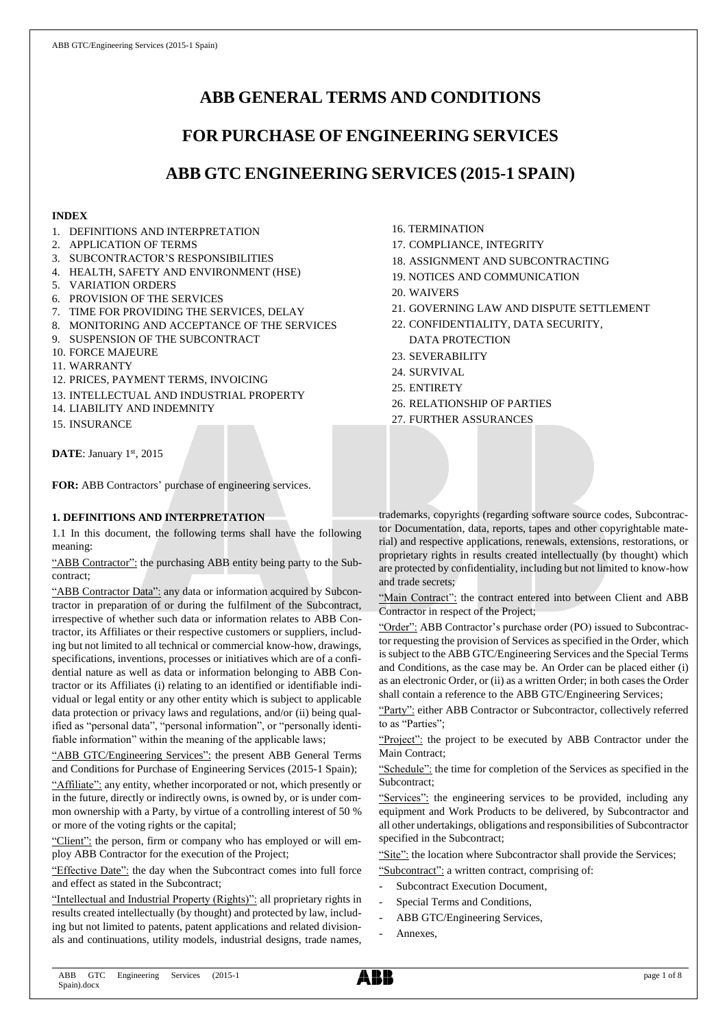# ABB GENERAL TERMS AND CONDITIONS

# FOR PURCHASE OF ENGINEERING SERVICES

# ABB GTC ENGINEERING SERVICES (2015-1 SPAIN)

**INDEX**

1. DEFINITIONS AND INTERPRETATION
2. APPLICATION OF TERMS
3. SUBCONTRACTOR'S RESPONSIBILITIES
4. HEALTH, SAFETY AND ENVIRONMENT (HSE)
5. VARIATION ORDERS
6. PROVISION OF THE SERVICES
7. TIME FOR PROVIDING THE SERVICES, DELAY
8. MONITORING AND ACCEPTANCE OF THE SERVICES
9. SUSPENSION OF THE SUBCONTRACT
10. FORCE MAJEURE
11. WARRANTY
12. PRICES, PAYMENT TERMS, INVOICING
13. INTELLECTUAL AND INDUSTRIAL PROPERTY
14. LIABILITY AND INDEMNITY
15. INSURANCE
16. TERMINATION
17. COMPLIANCE, INTEGRITY
18. ASSIGNMENT AND SUBCONTRACTING
19. NOTICES AND COMMUNICATION
20. WAIVERS
21. GOVERNING LAW AND DISPUTE SETTLEMENT
22. CONFIDENTIALITY, DATA SECURITY, DATA PROTECTION
23. SEVERABILITY
24. SURVIVAL
25. ENTIRETY
26. RELATIONSHIP OF PARTIES
27. FURTHER ASSURANCES

**DATE**: January 1st, 2015

**FOR:** ABB Contractors' purchase of engineering services.

## 1. DEFINITIONS AND INTERPRETATION

1.1 In this document, the following terms shall have the following meaning:

"ABB Contractor": the purchasing ABB entity being party to the Subcontract;

"ABB Contractor Data": any data or information acquired by Subcontractor in preparation of or during the fulfilment of the Subcontract, irrespective of whether such data or information relates to ABB Contractor, its Affiliates or their respective customers or suppliers, including but not limited to all technical or commercial know-how, drawings, specifications, inventions, processes or initiatives which are of a confidential nature as well as data or information belonging to ABB Contractor or its Affiliates (i) relating to an identified or identifiable individual or legal entity or any other entity which is subject to applicable data protection or privacy laws and regulations, and/or (ii) being qualified as "personal data", "personal information", or "personally identifiable information" within the meaning of the applicable laws;

"ABB GTC/Engineering Services": the present ABB General Terms and Conditions for Purchase of Engineering Services (2015-1 Spain);

"Affiliate": any entity, whether incorporated or not, which presently or in the future, directly or indirectly owns, is owned by, or is under common ownership with a Party, by virtue of a controlling interest of 50 % or more of the voting rights or the capital;

"Client": the person, firm or company who has employed or will employ ABB Contractor for the execution of the Project;

"Effective Date": the day when the Subcontract comes into full force and effect as stated in the Subcontract;

"Intellectual and Industrial Property (Rights)": all proprietary rights in results created intellectually (by thought) and protected by law, including but not limited to patents, patent applications and related divisionals and continuations, utility models, industrial designs, trade names, trademarks, copyrights (regarding software source codes, Subcontractor Documentation, data, reports, tapes and other copyrightable material) and respective applications, renewals, extensions, restorations, or proprietary rights in results created intellectually (by thought) which are protected by confidentiality, including but not limited to know-how and trade secrets;

"Main Contract": the contract entered into between Client and ABB Contractor in respect of the Project;

"Order": ABB Contractor's purchase order (PO) issued to Subcontractor requesting the provision of Services as specified in the Order, which is subject to the ABB GTC/Engineering Services and the Special Terms and Conditions, as the case may be. An Order can be placed either (i) as an electronic Order, or (ii) as a written Order; in both cases the Order shall contain a reference to the ABB GTC/Engineering Services;

"Party": either ABB Contractor or Subcontractor, collectively referred to as "Parties";

"Project": the project to be executed by ABB Contractor under the Main Contract;

"Schedule": the time for completion of the Services as specified in the Subcontract;

"Services": the engineering services to be provided, including any equipment and Work Products to be delivered, by Subcontractor and all other undertakings, obligations and responsibilities of Subcontractor specified in the Subcontract;

"Site": the location where Subcontractor shall provide the Services;

"Subcontract": a written contract, comprising of:

- Subcontract Execution Document,
- Special Terms and Conditions,
- ABB GTC/Engineering Services,
- Annexes,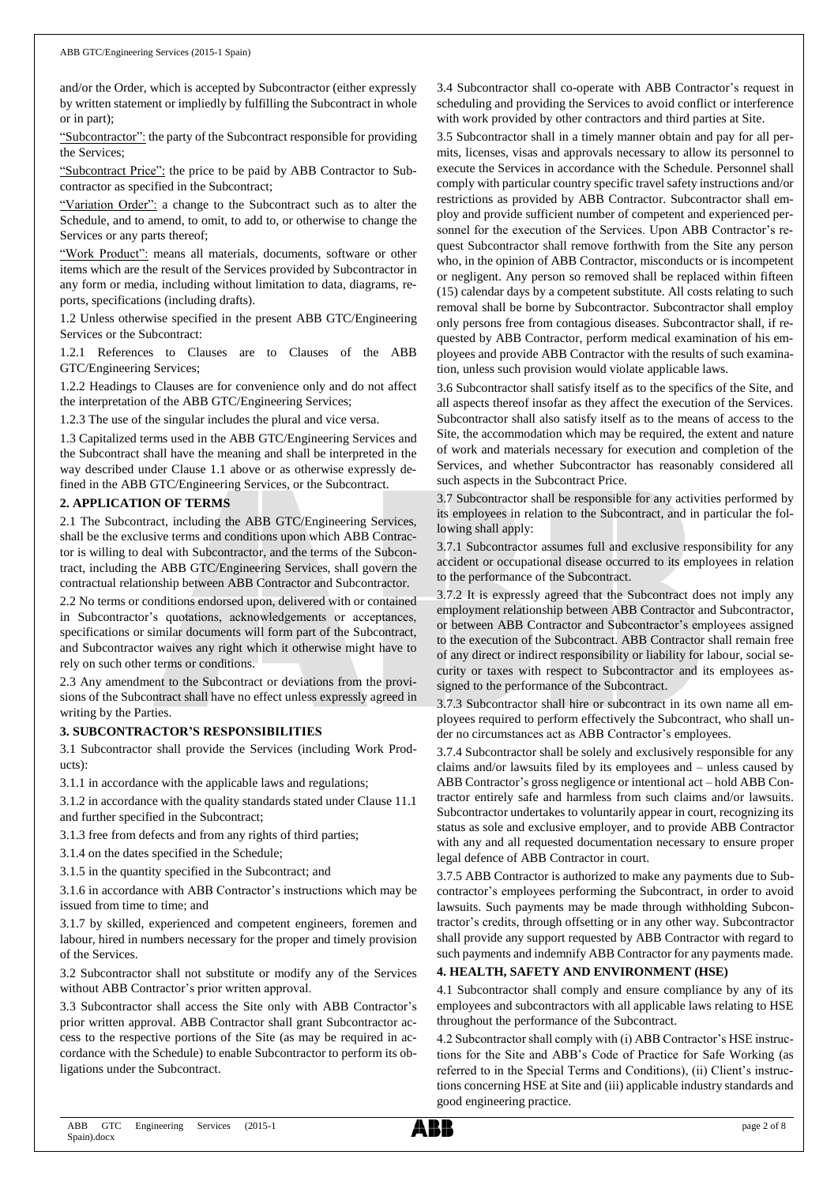and/or the Order, which is accepted by Subcontractor (either expressly by written statement or impliedly by fulfilling the Subcontract in whole or in part);

"Subcontractor": the party of the Subcontract responsible for providing the Services;

"Subcontract Price": the price to be paid by ABB Contractor to Subcontractor as specified in the Subcontract;

"Variation Order": a change to the Subcontract such as to alter the Schedule, and to amend, to omit, to add to, or otherwise to change the Services or any parts thereof;

"Work Product": means all materials, documents, software or other items which are the result of the Services provided by Subcontractor in any form or media, including without limitation to data, diagrams, reports, specifications (including drafts).

1.2 Unless otherwise specified in the present ABB GTC/Engineering Services or the Subcontract:

1.2.1 References to Clauses are to Clauses of the ABB GTC/Engineering Services;

1.2.2 Headings to Clauses are for convenience only and do not affect the interpretation of the ABB GTC/Engineering Services;

1.2.3 The use of the singular includes the plural and vice versa.

1.3 Capitalized terms used in the ABB GTC/Engineering Services and the Subcontract shall have the meaning and shall be interpreted in the way described under Clause 1.1 above or as otherwise expressly defined in the ABB GTC/Engineering Services, or the Subcontract.

**2. APPLICATION OF TERMS**

2.1 The Subcontract, including the ABB GTC/Engineering Services, shall be the exclusive terms and conditions upon which ABB Contractor is willing to deal with Subcontractor, and the terms of the Subcontract, including the ABB GTC/Engineering Services, shall govern the contractual relationship between ABB Contractor and Subcontractor.

2.2 No terms or conditions endorsed upon, delivered with or contained in Subcontractor's quotations, acknowledgements or acceptances, specifications or similar documents will form part of the Subcontract, and Subcontractor waives any right which it otherwise might have to rely on such other terms or conditions.

2.3 Any amendment to the Subcontract or deviations from the provisions of the Subcontract shall have no effect unless expressly agreed in writing by the Parties.

**3. SUBCONTRACTOR'S RESPONSIBILITIES**

3.1 Subcontractor shall provide the Services (including Work Products):

3.1.1 in accordance with the applicable laws and regulations;

3.1.2 in accordance with the quality standards stated under Clause 11.1 and further specified in the Subcontract;

3.1.3 free from defects and from any rights of third parties;

3.1.4 on the dates specified in the Schedule;

3.1.5 in the quantity specified in the Subcontract; and

3.1.6 in accordance with ABB Contractor's instructions which may be issued from time to time; and

3.1.7 by skilled, experienced and competent engineers, foremen and labour, hired in numbers necessary for the proper and timely provision of the Services.

3.2 Subcontractor shall not substitute or modify any of the Services without ABB Contractor's prior written approval.

3.3 Subcontractor shall access the Site only with ABB Contractor's prior written approval. ABB Contractor shall grant Subcontractor access to the respective portions of the Site (as may be required in accordance with the Schedule) to enable Subcontractor to perform its obligations under the Subcontract.

3.4 Subcontractor shall co-operate with ABB Contractor's request in scheduling and providing the Services to avoid conflict or interference with work provided by other contractors and third parties at Site.

3.5 Subcontractor shall in a timely manner obtain and pay for all permits, licenses, visas and approvals necessary to allow its personnel to execute the Services in accordance with the Schedule. Personnel shall comply with particular country specific travel safety instructions and/or restrictions as provided by ABB Contractor. Subcontractor shall employ and provide sufficient number of competent and experienced personnel for the execution of the Services. Upon ABB Contractor's request Subcontractor shall remove forthwith from the Site any person who, in the opinion of ABB Contractor, misconducts or is incompetent or negligent. Any person so removed shall be replaced within fifteen (15) calendar days by a competent substitute. All costs relating to such removal shall be borne by Subcontractor. Subcontractor shall employ only persons free from contagious diseases. Subcontractor shall, if requested by ABB Contractor, perform medical examination of his employees and provide ABB Contractor with the results of such examination, unless such provision would violate applicable laws.

3.6 Subcontractor shall satisfy itself as to the specifics of the Site, and all aspects thereof insofar as they affect the execution of the Services. Subcontractor shall also satisfy itself as to the means of access to the Site, the accommodation which may be required, the extent and nature of work and materials necessary for execution and completion of the Services, and whether Subcontractor has reasonably considered all such aspects in the Subcontract Price.

3.7 Subcontractor shall be responsible for any activities performed by its employees in relation to the Subcontract, and in particular the following shall apply:

3.7.1 Subcontractor assumes full and exclusive responsibility for any accident or occupational disease occurred to its employees in relation to the performance of the Subcontract.

3.7.2 It is expressly agreed that the Subcontract does not imply any employment relationship between ABB Contractor and Subcontractor, or between ABB Contractor and Subcontractor's employees assigned to the execution of the Subcontract. ABB Contractor shall remain free of any direct or indirect responsibility or liability for labour, social security or taxes with respect to Subcontractor and its employees assigned to the performance of the Subcontract.

3.7.3 Subcontractor shall hire or subcontract in its own name all employees required to perform effectively the Subcontract, who shall under no circumstances act as ABB Contractor's employees.

3.7.4 Subcontractor shall be solely and exclusively responsible for any claims and/or lawsuits filed by its employees and – unless caused by ABB Contractor's gross negligence or intentional act – hold ABB Contractor entirely safe and harmless from such claims and/or lawsuits. Subcontractor undertakes to voluntarily appear in court, recognizing its status as sole and exclusive employer, and to provide ABB Contractor with any and all requested documentation necessary to ensure proper legal defence of ABB Contractor in court.

3.7.5 ABB Contractor is authorized to make any payments due to Subcontractor's employees performing the Subcontract, in order to avoid lawsuits. Such payments may be made through withholding Subcontractor's credits, through offsetting or in any other way. Subcontractor shall provide any support requested by ABB Contractor with regard to such payments and indemnify ABB Contractor for any payments made.

**4. HEALTH, SAFETY AND ENVIRONMENT (HSE)**

4.1 Subcontractor shall comply and ensure compliance by any of its employees and subcontractors with all applicable laws relating to HSE throughout the performance of the Subcontract.

4.2 Subcontractor shall comply with (i) ABB Contractor's HSE instructions for the Site and ABB's Code of Practice for Safe Working (as referred to in the Special Terms and Conditions), (ii) Client's instructions concerning HSE at Site and (iii) applicable industry standards and good engineering practice.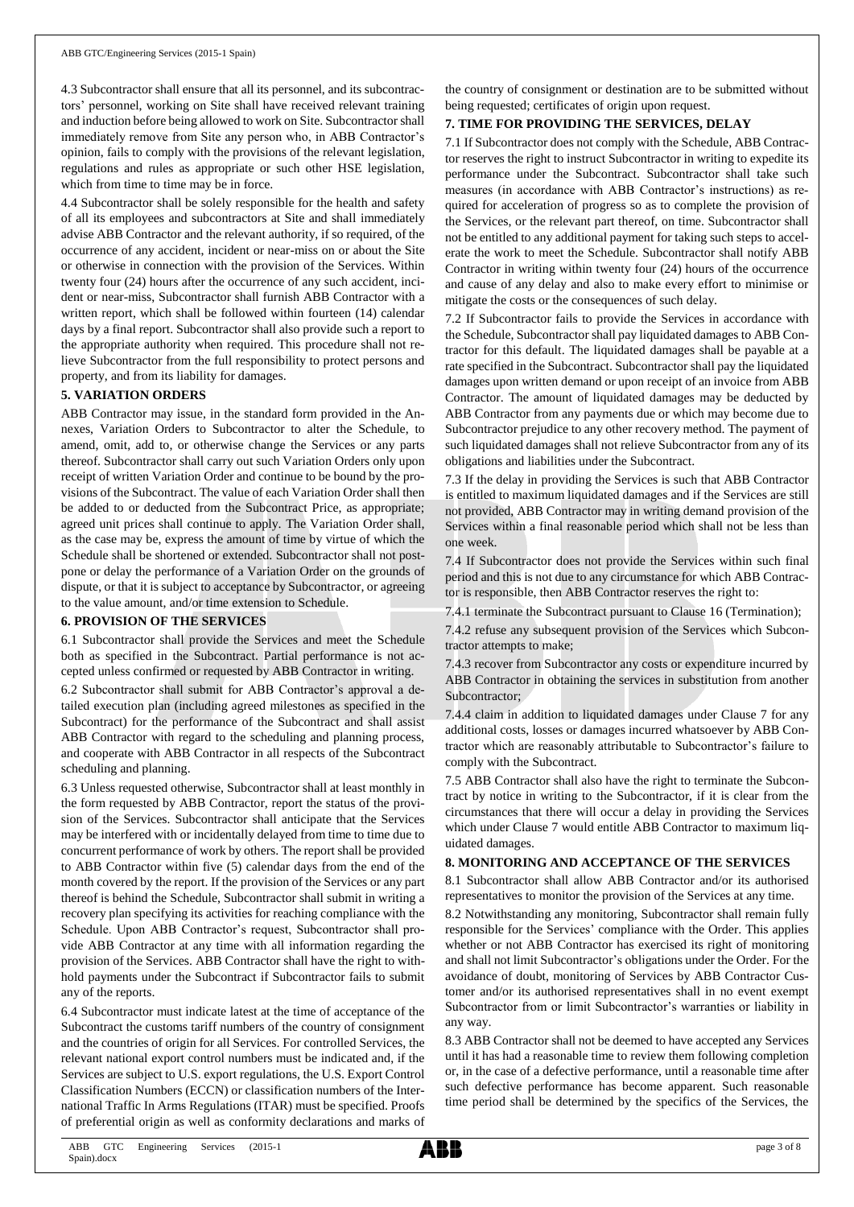4.3 Subcontractor shall ensure that all its personnel, and its subcontractors' personnel, working on Site shall have received relevant training and induction before being allowed to work on Site. Subcontractor shall immediately remove from Site any person who, in ABB Contractor's opinion, fails to comply with the provisions of the relevant legislation, regulations and rules as appropriate or such other HSE legislation, which from time to time may be in force.

4.4 Subcontractor shall be solely responsible for the health and safety of all its employees and subcontractors at Site and shall immediately advise ABB Contractor and the relevant authority, if so required, of the occurrence of any accident, incident or near-miss on or about the Site or otherwise in connection with the provision of the Services. Within twenty four (24) hours after the occurrence of any such accident, incident or near-miss, Subcontractor shall furnish ABB Contractor with a written report, which shall be followed within fourteen (14) calendar days by a final report. Subcontractor shall also provide such a report to the appropriate authority when required. This procedure shall not relieve Subcontractor from the full responsibility to protect persons and property, and from its liability for damages.

## 5. VARIATION ORDERS

ABB Contractor may issue, in the standard form provided in the Annexes, Variation Orders to Subcontractor to alter the Schedule, to amend, omit, add to, or otherwise change the Services or any parts thereof. Subcontractor shall carry out such Variation Orders only upon receipt of written Variation Order and continue to be bound by the provisions of the Subcontract. The value of each Variation Order shall then be added to or deducted from the Subcontract Price, as appropriate; agreed unit prices shall continue to apply. The Variation Order shall, as the case may be, express the amount of time by virtue of which the Schedule shall be shortened or extended. Subcontractor shall not postpone or delay the performance of a Variation Order on the grounds of dispute, or that it is subject to acceptance by Subcontractor, or agreeing to the value amount, and/or time extension to Schedule.

## 6. PROVISION OF THE SERVICES

6.1 Subcontractor shall provide the Services and meet the Schedule both as specified in the Subcontract. Partial performance is not accepted unless confirmed or requested by ABB Contractor in writing.

6.2 Subcontractor shall submit for ABB Contractor's approval a detailed execution plan (including agreed milestones as specified in the Subcontract) for the performance of the Subcontract and shall assist ABB Contractor with regard to the scheduling and planning process, and cooperate with ABB Contractor in all respects of the Subcontract scheduling and planning.

6.3 Unless requested otherwise, Subcontractor shall at least monthly in the form requested by ABB Contractor, report the status of the provision of the Services. Subcontractor shall anticipate that the Services may be interfered with or incidentally delayed from time to time due to concurrent performance of work by others. The report shall be provided to ABB Contractor within five (5) calendar days from the end of the month covered by the report. If the provision of the Services or any part thereof is behind the Schedule, Subcontractor shall submit in writing a recovery plan specifying its activities for reaching compliance with the Schedule. Upon ABB Contractor's request, Subcontractor shall provide ABB Contractor at any time with all information regarding the provision of the Services. ABB Contractor shall have the right to withhold payments under the Subcontract if Subcontractor fails to submit any of the reports.

6.4 Subcontractor must indicate latest at the time of acceptance of the Subcontract the customs tariff numbers of the country of consignment and the countries of origin for all Services. For controlled Services, the relevant national export control numbers must be indicated and, if the Services are subject to U.S. export regulations, the U.S. Export Control Classification Numbers (ECCN) or classification numbers of the International Traffic In Arms Regulations (ITAR) must be specified. Proofs of preferential origin as well as conformity declarations and marks of the country of consignment or destination are to be submitted without being requested; certificates of origin upon request.

## 7. TIME FOR PROVIDING THE SERVICES, DELAY

7.1 If Subcontractor does not comply with the Schedule, ABB Contractor reserves the right to instruct Subcontractor in writing to expedite its performance under the Subcontract. Subcontractor shall take such measures (in accordance with ABB Contractor's instructions) as required for acceleration of progress so as to complete the provision of the Services, or the relevant part thereof, on time. Subcontractor shall not be entitled to any additional payment for taking such steps to accelerate the work to meet the Schedule. Subcontractor shall notify ABB Contractor in writing within twenty four (24) hours of the occurrence and cause of any delay and also to make every effort to minimise or mitigate the costs or the consequences of such delay.

7.2 If Subcontractor fails to provide the Services in accordance with the Schedule, Subcontractor shall pay liquidated damages to ABB Contractor for this default. The liquidated damages shall be payable at a rate specified in the Subcontract. Subcontractor shall pay the liquidated damages upon written demand or upon receipt of an invoice from ABB Contractor. The amount of liquidated damages may be deducted by ABB Contractor from any payments due or which may become due to Subcontractor prejudice to any other recovery method. The payment of such liquidated damages shall not relieve Subcontractor from any of its obligations and liabilities under the Subcontract.

7.3 If the delay in providing the Services is such that ABB Contractor is entitled to maximum liquidated damages and if the Services are still not provided, ABB Contractor may in writing demand provision of the Services within a final reasonable period which shall not be less than one week.

7.4 If Subcontractor does not provide the Services within such final period and this is not due to any circumstance for which ABB Contractor is responsible, then ABB Contractor reserves the right to:

7.4.1 terminate the Subcontract pursuant to Clause 16 (Termination);

7.4.2 refuse any subsequent provision of the Services which Subcontractor attempts to make;

7.4.3 recover from Subcontractor any costs or expenditure incurred by ABB Contractor in obtaining the services in substitution from another Subcontractor;

7.4.4 claim in addition to liquidated damages under Clause 7 for any additional costs, losses or damages incurred whatsoever by ABB Contractor which are reasonably attributable to Subcontractor's failure to comply with the Subcontract.

7.5 ABB Contractor shall also have the right to terminate the Subcontract by notice in writing to the Subcontractor, if it is clear from the circumstances that there will occur a delay in providing the Services which under Clause 7 would entitle ABB Contractor to maximum liquidated damages.

## 8. MONITORING AND ACCEPTANCE OF THE SERVICES

8.1 Subcontractor shall allow ABB Contractor and/or its authorised representatives to monitor the provision of the Services at any time.

8.2 Notwithstanding any monitoring, Subcontractor shall remain fully responsible for the Services' compliance with the Order. This applies whether or not ABB Contractor has exercised its right of monitoring and shall not limit Subcontractor's obligations under the Order. For the avoidance of doubt, monitoring of Services by ABB Contractor Customer and/or its authorised representatives shall in no event exempt Subcontractor from or limit Subcontractor's warranties or liability in any way.

8.3 ABB Contractor shall not be deemed to have accepted any Services until it has had a reasonable time to review them following completion or, in the case of a defective performance, until a reasonable time after such defective performance has become apparent. Such reasonable time period shall be determined by the specifics of the Services, the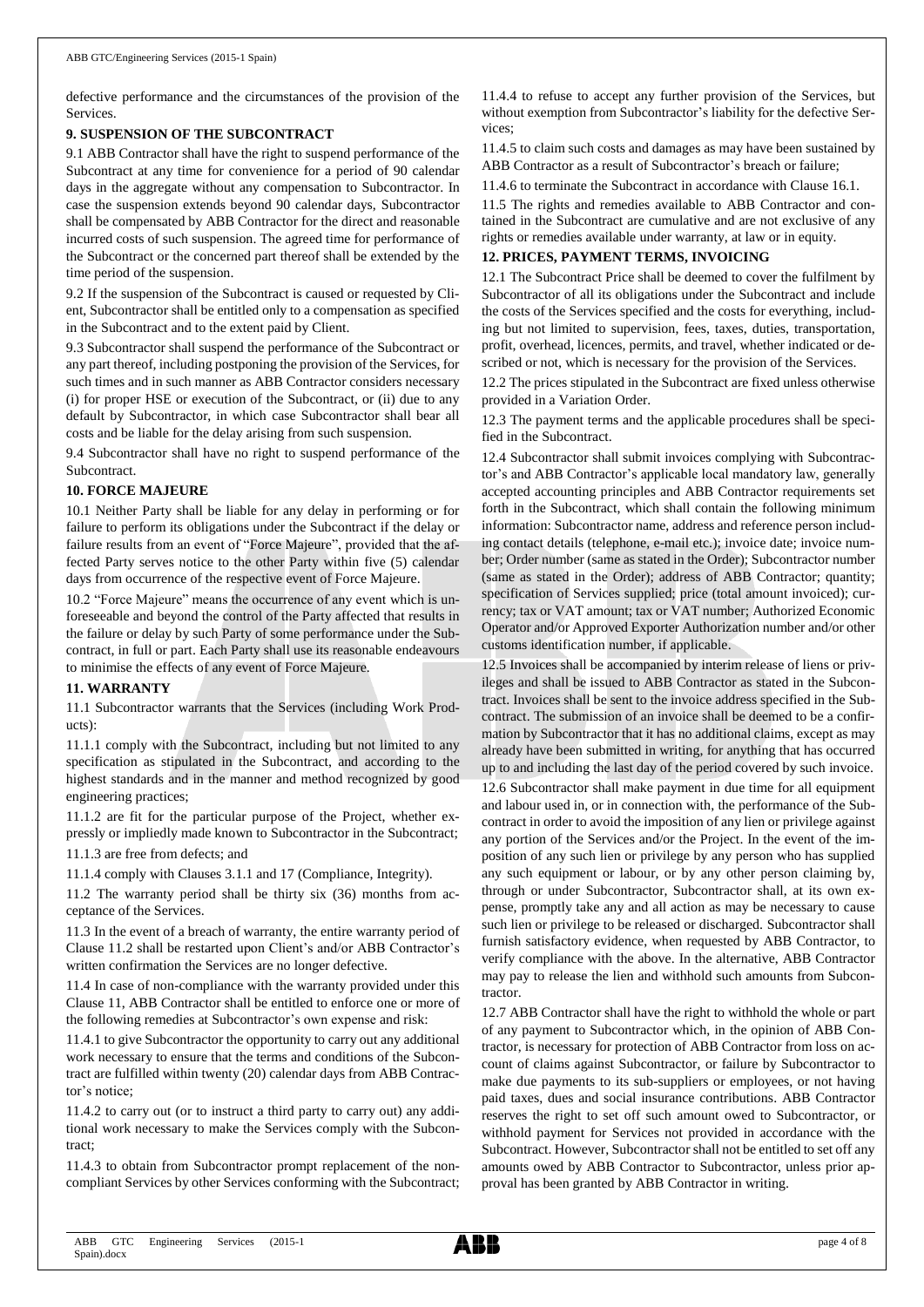defective performance and the circumstances of the provision of the Services.

**9. SUSPENSION OF THE SUBCONTRACT**

9.1 ABB Contractor shall have the right to suspend performance of the Subcontract at any time for convenience for a period of 90 calendar days in the aggregate without any compensation to Subcontractor. In case the suspension extends beyond 90 calendar days, Subcontractor shall be compensated by ABB Contractor for the direct and reasonable incurred costs of such suspension. The agreed time for performance of the Subcontract or the concerned part thereof shall be extended by the time period of the suspension.

9.2 If the suspension of the Subcontract is caused or requested by Client, Subcontractor shall be entitled only to a compensation as specified in the Subcontract and to the extent paid by Client.

9.3 Subcontractor shall suspend the performance of the Subcontract or any part thereof, including postponing the provision of the Services, for such times and in such manner as ABB Contractor considers necessary (i) for proper HSE or execution of the Subcontract, or (ii) due to any default by Subcontractor, in which case Subcontractor shall bear all costs and be liable for the delay arising from such suspension.

9.4 Subcontractor shall have no right to suspend performance of the Subcontract.

**10. FORCE MAJEURE**

10.1 Neither Party shall be liable for any delay in performing or for failure to perform its obligations under the Subcontract if the delay or failure results from an event of "Force Majeure", provided that the affected Party serves notice to the other Party within five (5) calendar days from occurrence of the respective event of Force Majeure.

10.2 "Force Majeure" means the occurrence of any event which is unforeseeable and beyond the control of the Party affected that results in the failure or delay by such Party of some performance under the Subcontract, in full or part. Each Party shall use its reasonable endeavours to minimise the effects of any event of Force Majeure.

**11. WARRANTY**

11.1 Subcontractor warrants that the Services (including Work Products):

11.1.1 comply with the Subcontract, including but not limited to any specification as stipulated in the Subcontract, and according to the highest standards and in the manner and method recognized by good engineering practices;

11.1.2 are fit for the particular purpose of the Project, whether expressly or impliedly made known to Subcontractor in the Subcontract;

11.1.3 are free from defects; and

11.1.4 comply with Clauses 3.1.1 and 17 (Compliance, Integrity).

11.2 The warranty period shall be thirty six (36) months from acceptance of the Services.

11.3 In the event of a breach of warranty, the entire warranty period of Clause 11.2 shall be restarted upon Client's and/or ABB Contractor's written confirmation the Services are no longer defective.

11.4 In case of non-compliance with the warranty provided under this Clause 11, ABB Contractor shall be entitled to enforce one or more of the following remedies at Subcontractor's own expense and risk:

11.4.1 to give Subcontractor the opportunity to carry out any additional work necessary to ensure that the terms and conditions of the Subcontract are fulfilled within twenty (20) calendar days from ABB Contractor's notice;

11.4.2 to carry out (or to instruct a third party to carry out) any additional work necessary to make the Services comply with the Subcontract;

11.4.3 to obtain from Subcontractor prompt replacement of the non-compliant Services by other Services conforming with the Subcontract;

11.4.4 to refuse to accept any further provision of the Services, but without exemption from Subcontractor's liability for the defective Services;

11.4.5 to claim such costs and damages as may have been sustained by ABB Contractor as a result of Subcontractor's breach or failure;

11.4.6 to terminate the Subcontract in accordance with Clause 16.1.

11.5 The rights and remedies available to ABB Contractor and contained in the Subcontract are cumulative and are not exclusive of any rights or remedies available under warranty, at law or in equity.

**12. PRICES, PAYMENT TERMS, INVOICING**

12.1 The Subcontract Price shall be deemed to cover the fulfilment by Subcontractor of all its obligations under the Subcontract and include the costs of the Services specified and the costs for everything, including but not limited to supervision, fees, taxes, duties, transportation, profit, overhead, licences, permits, and travel, whether indicated or described or not, which is necessary for the provision of the Services.

12.2 The prices stipulated in the Subcontract are fixed unless otherwise provided in a Variation Order.

12.3 The payment terms and the applicable procedures shall be specified in the Subcontract.

12.4 Subcontractor shall submit invoices complying with Subcontractor's and ABB Contractor's applicable local mandatory law, generally accepted accounting principles and ABB Contractor requirements set forth in the Subcontract, which shall contain the following minimum information: Subcontractor name, address and reference person including contact details (telephone, e-mail etc.); invoice date; invoice number; Order number (same as stated in the Order); Subcontractor number (same as stated in the Order); address of ABB Contractor; quantity; specification of Services supplied; price (total amount invoiced); currency; tax or VAT amount; tax or VAT number; Authorized Economic Operator and/or Approved Exporter Authorization number and/or other customs identification number, if applicable.

12.5 Invoices shall be accompanied by interim release of liens or privileges and shall be issued to ABB Contractor as stated in the Subcontract. Invoices shall be sent to the invoice address specified in the Subcontract. The submission of an invoice shall be deemed to be a confirmation by Subcontractor that it has no additional claims, except as may already have been submitted in writing, for anything that has occurred up to and including the last day of the period covered by such invoice.

12.6 Subcontractor shall make payment in due time for all equipment and labour used in, or in connection with, the performance of the Subcontract in order to avoid the imposition of any lien or privilege against any portion of the Services and/or the Project. In the event of the imposition of any such lien or privilege by any person who has supplied any such equipment or labour, or by any other person claiming by, through or under Subcontractor, Subcontractor shall, at its own expense, promptly take any and all action as may be necessary to cause such lien or privilege to be released or discharged. Subcontractor shall furnish satisfactory evidence, when requested by ABB Contractor, to verify compliance with the above. In the alternative, ABB Contractor may pay to release the lien and withhold such amounts from Subcontractor.

12.7 ABB Contractor shall have the right to withhold the whole or part of any payment to Subcontractor which, in the opinion of ABB Contractor, is necessary for protection of ABB Contractor from loss on account of claims against Subcontractor, or failure by Subcontractor to make due payments to its sub-suppliers or employees, or not having paid taxes, dues and social insurance contributions. ABB Contractor reserves the right to set off such amount owed to Subcontractor, or withhold payment for Services not provided in accordance with the Subcontract. However, Subcontractor shall not be entitled to set off any amounts owed by ABB Contractor to Subcontractor, unless prior approval has been granted by ABB Contractor in writing.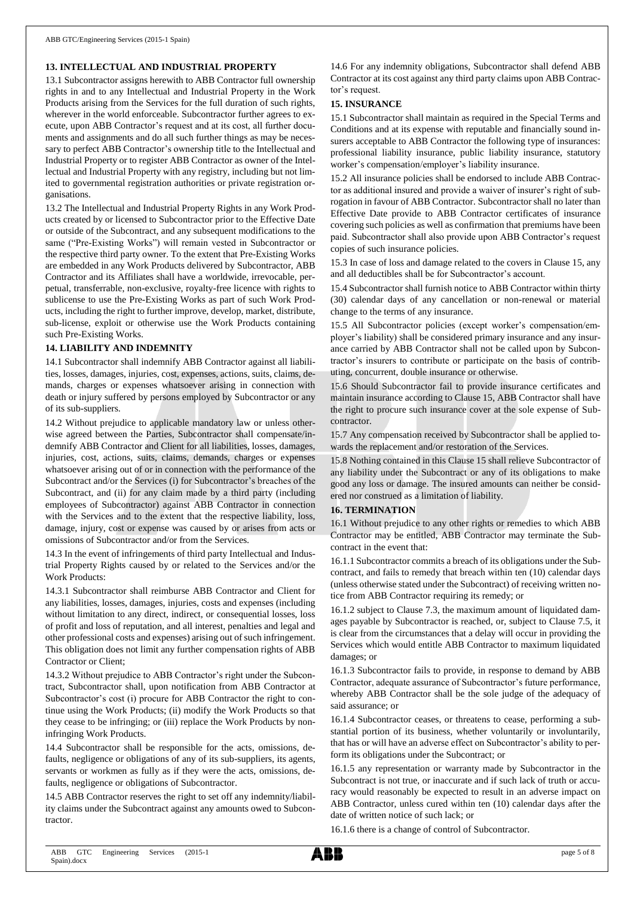## 13. INTELLECTUAL AND INDUSTRIAL PROPERTY

13.1 Subcontractor assigns herewith to ABB Contractor full ownership rights in and to any Intellectual and Industrial Property in the Work Products arising from the Services for the full duration of such rights, wherever in the world enforceable. Subcontractor further agrees to execute, upon ABB Contractor's request and at its cost, all further documents and assignments and do all such further things as may be necessary to perfect ABB Contractor's ownership title to the Intellectual and Industrial Property or to register ABB Contractor as owner of the Intellectual and Industrial Property with any registry, including but not limited to governmental registration authorities or private registration organisations.

13.2 The Intellectual and Industrial Property Rights in any Work Products created by or licensed to Subcontractor prior to the Effective Date or outside of the Subcontract, and any subsequent modifications to the same ("Pre-Existing Works") will remain vested in Subcontractor or the respective third party owner. To the extent that Pre-Existing Works are embedded in any Work Products delivered by Subcontractor, ABB Contractor and its Affiliates shall have a worldwide, irrevocable, perpetual, transferrable, non-exclusive, royalty-free licence with rights to sublicense to use the Pre-Existing Works as part of such Work Products, including the right to further improve, develop, market, distribute, sub-license, exploit or otherwise use the Work Products containing such Pre-Existing Works.

## 14. LIABILITY AND INDEMNITY

14.1 Subcontractor shall indemnify ABB Contractor against all liabilities, losses, damages, injuries, cost, expenses, actions, suits, claims, demands, charges or expenses whatsoever arising in connection with death or injury suffered by persons employed by Subcontractor or any of its sub-suppliers.

14.2 Without prejudice to applicable mandatory law or unless otherwise agreed between the Parties, Subcontractor shall compensate/indemnify ABB Contractor and Client for all liabilities, losses, damages, injuries, cost, actions, suits, claims, demands, charges or expenses whatsoever arising out of or in connection with the performance of the Subcontract and/or the Services (i) for Subcontractor's breaches of the Subcontract, and (ii) for any claim made by a third party (including employees of Subcontractor) against ABB Contractor in connection with the Services and to the extent that the respective liability, loss, damage, injury, cost or expense was caused by or arises from acts or omissions of Subcontractor and/or from the Services.

14.3 In the event of infringements of third party Intellectual and Industrial Property Rights caused by or related to the Services and/or the Work Products:

14.3.1 Subcontractor shall reimburse ABB Contractor and Client for any liabilities, losses, damages, injuries, costs and expenses (including without limitation to any direct, indirect, or consequential losses, loss of profit and loss of reputation, and all interest, penalties and legal and other professional costs and expenses) arising out of such infringement. This obligation does not limit any further compensation rights of ABB Contractor or Client;

14.3.2 Without prejudice to ABB Contractor's right under the Subcontract, Subcontractor shall, upon notification from ABB Contractor at Subcontractor's cost (i) procure for ABB Contractor the right to continue using the Work Products; (ii) modify the Work Products so that they cease to be infringing; or (iii) replace the Work Products by non-infringing Work Products.

14.4 Subcontractor shall be responsible for the acts, omissions, defaults, negligence or obligations of any of its sub-suppliers, its agents, servants or workmen as fully as if they were the acts, omissions, defaults, negligence or obligations of Subcontractor.

14.5 ABB Contractor reserves the right to set off any indemnity/liability claims under the Subcontract against any amounts owed to Subcontractor.

14.6 For any indemnity obligations, Subcontractor shall defend ABB Contractor at its cost against any third party claims upon ABB Contractor's request.

## 15. INSURANCE

15.1 Subcontractor shall maintain as required in the Special Terms and Conditions and at its expense with reputable and financially sound insurers acceptable to ABB Contractor the following type of insurances: professional liability insurance, public liability insurance, statutory worker's compensation/employer's liability insurance.

15.2 All insurance policies shall be endorsed to include ABB Contractor as additional insured and provide a waiver of insurer's right of subrogation in favour of ABB Contractor. Subcontractor shall no later than Effective Date provide to ABB Contractor certificates of insurance covering such policies as well as confirmation that premiums have been paid. Subcontractor shall also provide upon ABB Contractor's request copies of such insurance policies.

15.3 In case of loss and damage related to the covers in Clause 15, any and all deductibles shall be for Subcontractor's account.

15.4 Subcontractor shall furnish notice to ABB Contractor within thirty (30) calendar days of any cancellation or non-renewal or material change to the terms of any insurance.

15.5 All Subcontractor policies (except worker's compensation/employer's liability) shall be considered primary insurance and any insurance carried by ABB Contractor shall not be called upon by Subcontractor's insurers to contribute or participate on the basis of contributing, concurrent, double insurance or otherwise.

15.6 Should Subcontractor fail to provide insurance certificates and maintain insurance according to Clause 15, ABB Contractor shall have the right to procure such insurance cover at the sole expense of Subcontractor.

15.7 Any compensation received by Subcontractor shall be applied towards the replacement and/or restoration of the Services.

15.8 Nothing contained in this Clause 15 shall relieve Subcontractor of any liability under the Subcontract or any of its obligations to make good any loss or damage. The insured amounts can neither be considered nor construed as a limitation of liability.

## 16. TERMINATION

16.1 Without prejudice to any other rights or remedies to which ABB Contractor may be entitled, ABB Contractor may terminate the Subcontract in the event that:

16.1.1 Subcontractor commits a breach of its obligations under the Subcontract, and fails to remedy that breach within ten (10) calendar days (unless otherwise stated under the Subcontract) of receiving written notice from ABB Contractor requiring its remedy; or

16.1.2 subject to Clause 7.3, the maximum amount of liquidated damages payable by Subcontractor is reached, or, subject to Clause 7.5, it is clear from the circumstances that a delay will occur in providing the Services which would entitle ABB Contractor to maximum liquidated damages; or

16.1.3 Subcontractor fails to provide, in response to demand by ABB Contractor, adequate assurance of Subcontractor's future performance, whereby ABB Contractor shall be the sole judge of the adequacy of said assurance; or

16.1.4 Subcontractor ceases, or threatens to cease, performing a substantial portion of its business, whether voluntarily or involuntarily, that has or will have an adverse effect on Subcontractor's ability to perform its obligations under the Subcontract; or

16.1.5 any representation or warranty made by Subcontractor in the Subcontract is not true, or inaccurate and if such lack of truth or accuracy would reasonably be expected to result in an adverse impact on ABB Contractor, unless cured within ten (10) calendar days after the date of written notice of such lack; or

16.1.6 there is a change of control of Subcontractor.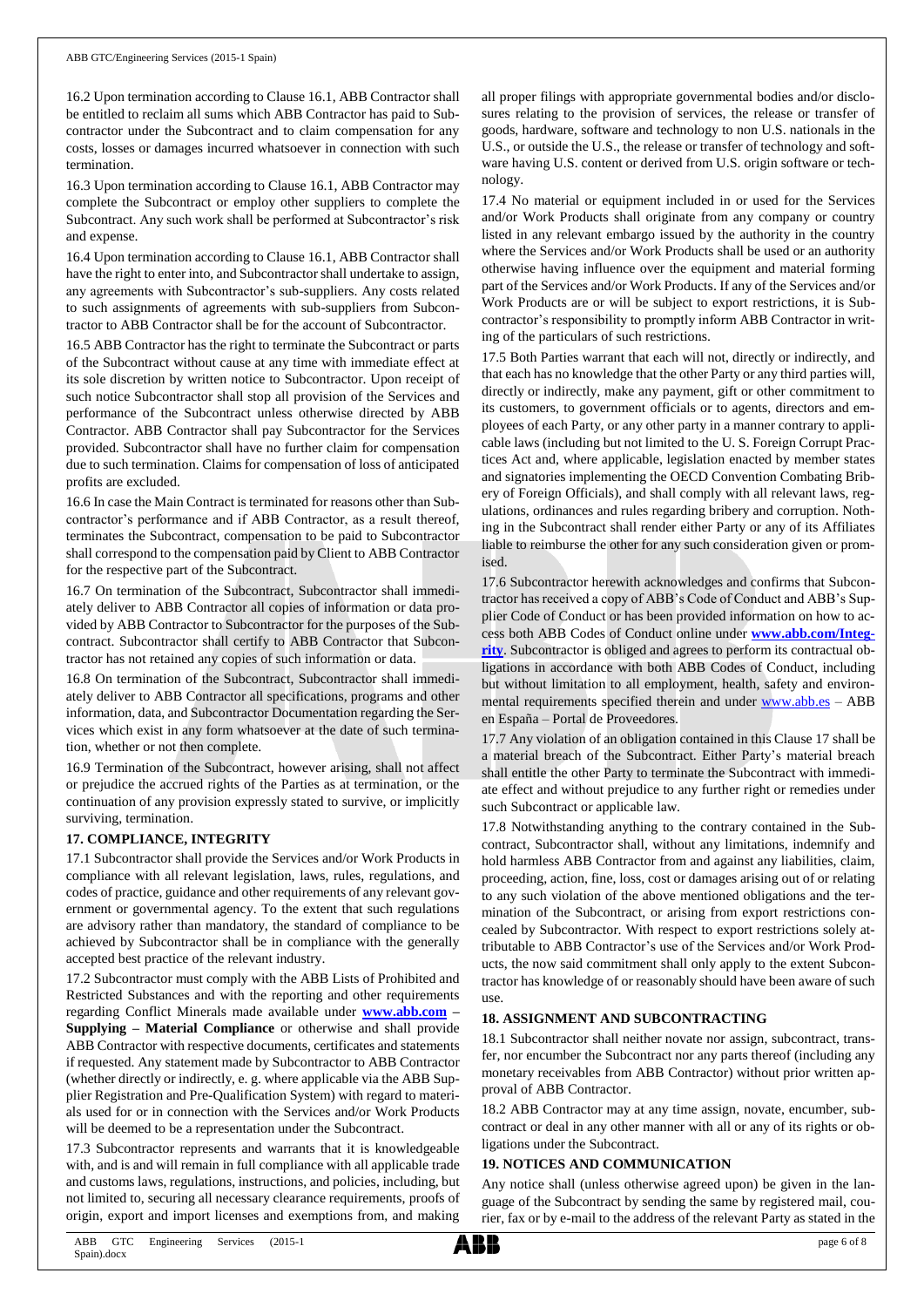16.2 Upon termination according to Clause 16.1, ABB Contractor shall be entitled to reclaim all sums which ABB Contractor has paid to Subcontractor under the Subcontract and to claim compensation for any costs, losses or damages incurred whatsoever in connection with such termination.

16.3 Upon termination according to Clause 16.1, ABB Contractor may complete the Subcontract or employ other suppliers to complete the Subcontract. Any such work shall be performed at Subcontractor's risk and expense.

16.4 Upon termination according to Clause 16.1, ABB Contractor shall have the right to enter into, and Subcontractor shall undertake to assign, any agreements with Subcontractor's sub-suppliers. Any costs related to such assignments of agreements with sub-suppliers from Subcontractor to ABB Contractor shall be for the account of Subcontractor.

16.5 ABB Contractor has the right to terminate the Subcontract or parts of the Subcontract without cause at any time with immediate effect at its sole discretion by written notice to Subcontractor. Upon receipt of such notice Subcontractor shall stop all provision of the Services and performance of the Subcontract unless otherwise directed by ABB Contractor. ABB Contractor shall pay Subcontractor for the Services provided. Subcontractor shall have no further claim for compensation due to such termination. Claims for compensation of loss of anticipated profits are excluded.

16.6 In case the Main Contract is terminated for reasons other than Subcontractor's performance and if ABB Contractor, as a result thereof, terminates the Subcontract, compensation to be paid to Subcontractor shall correspond to the compensation paid by Client to ABB Contractor for the respective part of the Subcontract.

16.7 On termination of the Subcontract, Subcontractor shall immediately deliver to ABB Contractor all copies of information or data provided by ABB Contractor to Subcontractor for the purposes of the Subcontract. Subcontractor shall certify to ABB Contractor that Subcontractor has not retained any copies of such information or data.

16.8 On termination of the Subcontract, Subcontractor shall immediately deliver to ABB Contractor all specifications, programs and other information, data, and Subcontractor Documentation regarding the Services which exist in any form whatsoever at the date of such termination, whether or not then complete.

16.9 Termination of the Subcontract, however arising, shall not affect or prejudice the accrued rights of the Parties as at termination, or the continuation of any provision expressly stated to survive, or implicitly surviving, termination.

## 17. COMPLIANCE, INTEGRITY

17.1 Subcontractor shall provide the Services and/or Work Products in compliance with all relevant legislation, laws, rules, regulations, and codes of practice, guidance and other requirements of any relevant government or governmental agency. To the extent that such regulations are advisory rather than mandatory, the standard of compliance to be achieved by Subcontractor shall be in compliance with the generally accepted best practice of the relevant industry.

17.2 Subcontractor must comply with the ABB Lists of Prohibited and Restricted Substances and with the reporting and other requirements regarding Conflict Minerals made available under **www.abb.com – Supplying – Material Compliance** or otherwise and shall provide ABB Contractor with respective documents, certificates and statements if requested. Any statement made by Subcontractor to ABB Contractor (whether directly or indirectly, e. g. where applicable via the ABB Supplier Registration and Pre-Qualification System) with regard to materials used for or in connection with the Services and/or Work Products will be deemed to be a representation under the Subcontract.

17.3 Subcontractor represents and warrants that it is knowledgeable with, and is and will remain in full compliance with all applicable trade and customs laws, regulations, instructions, and policies, including, but not limited to, securing all necessary clearance requirements, proofs of origin, export and import licenses and exemptions from, and making all proper filings with appropriate governmental bodies and/or disclosures relating to the provision of services, the release or transfer of goods, hardware, software and technology to non U.S. nationals in the U.S., or outside the U.S., the release or transfer of technology and software having U.S. content or derived from U.S. origin software or technology.

17.4 No material or equipment included in or used for the Services and/or Work Products shall originate from any company or country listed in any relevant embargo issued by the authority in the country where the Services and/or Work Products shall be used or an authority otherwise having influence over the equipment and material forming part of the Services and/or Work Products. If any of the Services and/or Work Products are or will be subject to export restrictions, it is Subcontractor's responsibility to promptly inform ABB Contractor in writing of the particulars of such restrictions.

17.5 Both Parties warrant that each will not, directly or indirectly, and that each has no knowledge that the other Party or any third parties will, directly or indirectly, make any payment, gift or other commitment to its customers, to government officials or to agents, directors and employees of each Party, or any other party in a manner contrary to applicable laws (including but not limited to the U. S. Foreign Corrupt Practices Act and, where applicable, legislation enacted by member states and signatories implementing the OECD Convention Combating Bribery of Foreign Officials), and shall comply with all relevant laws, regulations, ordinances and rules regarding bribery and corruption. Nothing in the Subcontract shall render either Party or any of its Affiliates liable to reimburse the other for any such consideration given or promised.

17.6 Subcontractor herewith acknowledges and confirms that Subcontractor has received a copy of ABB's Code of Conduct and ABB's Supplier Code of Conduct or has been provided information on how to access both ABB Codes of Conduct online under **www.abb.com/Integrity**. Subcontractor is obliged and agrees to perform its contractual obligations in accordance with both ABB Codes of Conduct, including but without limitation to all employment, health, safety and environmental requirements specified therein and under www.abb.es – ABB en España – Portal de Proveedores.

17.7 Any violation of an obligation contained in this Clause 17 shall be a material breach of the Subcontract. Either Party's material breach shall entitle the other Party to terminate the Subcontract with immediate effect and without prejudice to any further right or remedies under such Subcontract or applicable law.

17.8 Notwithstanding anything to the contrary contained in the Subcontract, Subcontractor shall, without any limitations, indemnify and hold harmless ABB Contractor from and against any liabilities, claim, proceeding, action, fine, loss, cost or damages arising out of or relating to any such violation of the above mentioned obligations and the termination of the Subcontract, or arising from export restrictions concealed by Subcontractor. With respect to export restrictions solely attributable to ABB Contractor's use of the Services and/or Work Products, the now said commitment shall only apply to the extent Subcontractor has knowledge of or reasonably should have been aware of such use.

## 18. ASSIGNMENT AND SUBCONTRACTING

18.1 Subcontractor shall neither novate nor assign, subcontract, transfer, nor encumber the Subcontract nor any parts thereof (including any monetary receivables from ABB Contractor) without prior written approval of ABB Contractor.

18.2 ABB Contractor may at any time assign, novate, encumber, subcontract or deal in any other manner with all or any of its rights or obligations under the Subcontract.

## 19. NOTICES AND COMMUNICATION

Any notice shall (unless otherwise agreed upon) be given in the language of the Subcontract by sending the same by registered mail, courier, fax or by e-mail to the address of the relevant Party as stated in the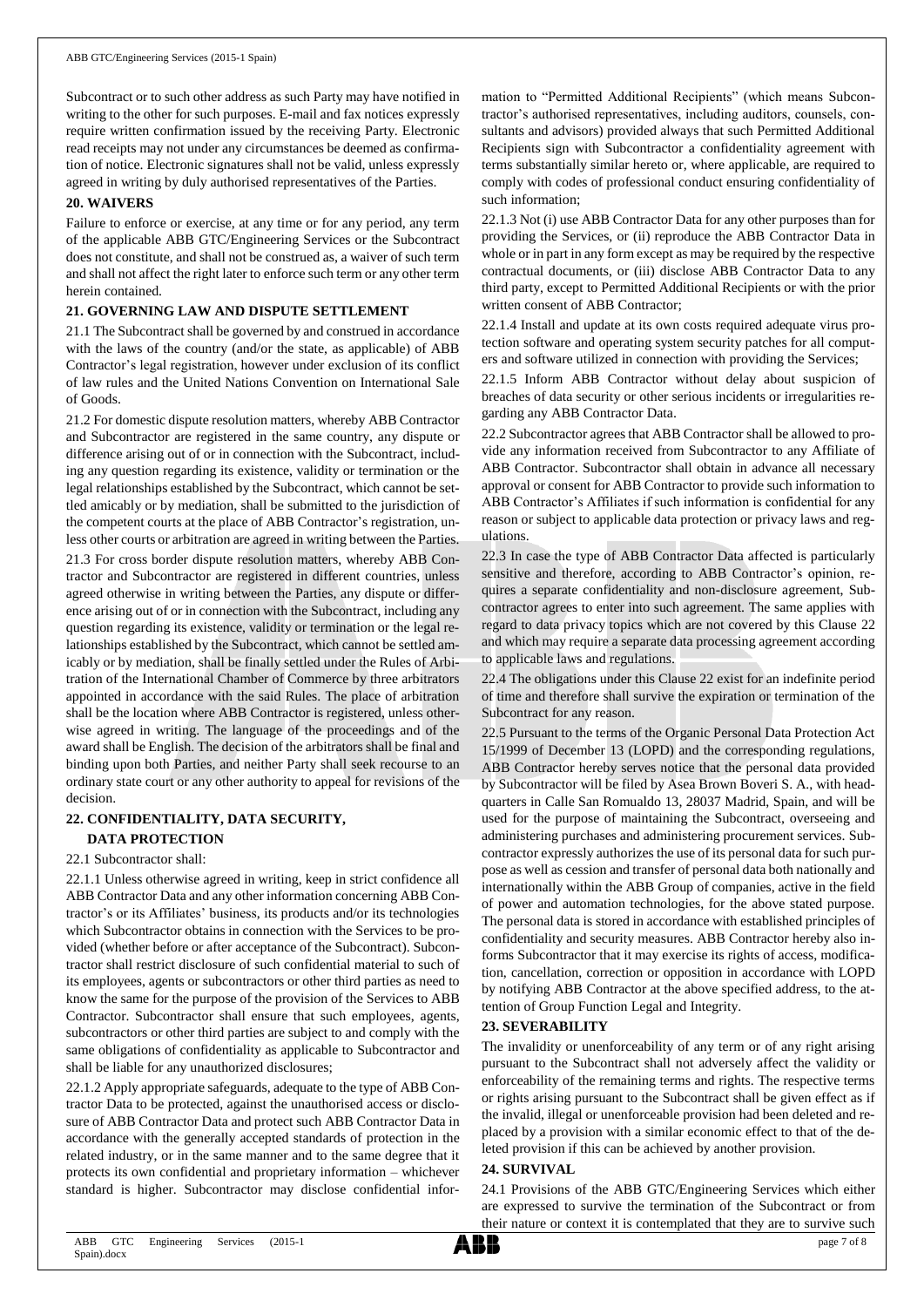Subcontract or to such other address as such Party may have notified in writing to the other for such purposes. E-mail and fax notices expressly require written confirmation issued by the receiving Party. Electronic read receipts may not under any circumstances be deemed as confirmation of notice. Electronic signatures shall not be valid, unless expressly agreed in writing by duly authorised representatives of the Parties.

## 20. WAIVERS

Failure to enforce or exercise, at any time or for any period, any term of the applicable ABB GTC/Engineering Services or the Subcontract does not constitute, and shall not be construed as, a waiver of such term and shall not affect the right later to enforce such term or any other term herein contained.

## 21. GOVERNING LAW AND DISPUTE SETTLEMENT

21.1 The Subcontract shall be governed by and construed in accordance with the laws of the country (and/or the state, as applicable) of ABB Contractor's legal registration, however under exclusion of its conflict of law rules and the United Nations Convention on International Sale of Goods.

21.2 For domestic dispute resolution matters, whereby ABB Contractor and Subcontractor are registered in the same country, any dispute or difference arising out of or in connection with the Subcontract, including any question regarding its existence, validity or termination or the legal relationships established by the Subcontract, which cannot be settled amicably or by mediation, shall be submitted to the jurisdiction of the competent courts at the place of ABB Contractor's registration, unless other courts or arbitration are agreed in writing between the Parties.

21.3 For cross border dispute resolution matters, whereby ABB Contractor and Subcontractor are registered in different countries, unless agreed otherwise in writing between the Parties, any dispute or difference arising out of or in connection with the Subcontract, including any question regarding its existence, validity or termination or the legal relationships established by the Subcontract, which cannot be settled amicably or by mediation, shall be finally settled under the Rules of Arbitration of the International Chamber of Commerce by three arbitrators appointed in accordance with the said Rules. The place of arbitration shall be the location where ABB Contractor is registered, unless otherwise agreed in writing. The language of the proceedings and of the award shall be English. The decision of the arbitrators shall be final and binding upon both Parties, and neither Party shall seek recourse to an ordinary state court or any other authority to appeal for revisions of the decision.

## 22. CONFIDENTIALITY, DATA SECURITY, DATA PROTECTION

22.1 Subcontractor shall:

22.1.1 Unless otherwise agreed in writing, keep in strict confidence all ABB Contractor Data and any other information concerning ABB Contractor's or its Affiliates' business, its products and/or its technologies which Subcontractor obtains in connection with the Services to be provided (whether before or after acceptance of the Subcontract). Subcontractor shall restrict disclosure of such confidential material to such of its employees, agents or subcontractors or other third parties as need to know the same for the purpose of the provision of the Services to ABB Contractor. Subcontractor shall ensure that such employees, agents, subcontractors or other third parties are subject to and comply with the same obligations of confidentiality as applicable to Subcontractor and shall be liable for any unauthorized disclosures;

22.1.2 Apply appropriate safeguards, adequate to the type of ABB Contractor Data to be protected, against the unauthorised access or disclosure of ABB Contractor Data and protect such ABB Contractor Data in accordance with the generally accepted standards of protection in the related industry, or in the same manner and to the same degree that it protects its own confidential and proprietary information – whichever standard is higher. Subcontractor may disclose confidential information to "Permitted Additional Recipients" (which means Subcontractor's authorised representatives, including auditors, counsels, consultants and advisors) provided always that such Permitted Additional Recipients sign with Subcontractor a confidentiality agreement with terms substantially similar hereto or, where applicable, are required to comply with codes of professional conduct ensuring confidentiality of such information;

22.1.3 Not (i) use ABB Contractor Data for any other purposes than for providing the Services, or (ii) reproduce the ABB Contractor Data in whole or in part in any form except as may be required by the respective contractual documents, or (iii) disclose ABB Contractor Data to any third party, except to Permitted Additional Recipients or with the prior written consent of ABB Contractor;

22.1.4 Install and update at its own costs required adequate virus protection software and operating system security patches for all computers and software utilized in connection with providing the Services;

22.1.5 Inform ABB Contractor without delay about suspicion of breaches of data security or other serious incidents or irregularities regarding any ABB Contractor Data.

22.2 Subcontractor agrees that ABB Contractor shall be allowed to provide any information received from Subcontractor to any Affiliate of ABB Contractor. Subcontractor shall obtain in advance all necessary approval or consent for ABB Contractor to provide such information to ABB Contractor's Affiliates if such information is confidential for any reason or subject to applicable data protection or privacy laws and regulations.

22.3 In case the type of ABB Contractor Data affected is particularly sensitive and therefore, according to ABB Contractor's opinion, requires a separate confidentiality and non-disclosure agreement, Subcontractor agrees to enter into such agreement. The same applies with regard to data privacy topics which are not covered by this Clause 22 and which may require a separate data processing agreement according to applicable laws and regulations.

22.4 The obligations under this Clause 22 exist for an indefinite period of time and therefore shall survive the expiration or termination of the Subcontract for any reason.

22.5 Pursuant to the terms of the Organic Personal Data Protection Act 15/1999 of December 13 (LOPD) and the corresponding regulations, ABB Contractor hereby serves notice that the personal data provided by Subcontractor will be filed by Asea Brown Boveri S. A., with headquarters in Calle San Romualdo 13, 28037 Madrid, Spain, and will be used for the purpose of maintaining the Subcontract, overseeing and administering purchases and administering procurement services. Subcontractor expressly authorizes the use of its personal data for such purpose as well as cession and transfer of personal data both nationally and internationally within the ABB Group of companies, active in the field of power and automation technologies, for the above stated purpose. The personal data is stored in accordance with established principles of confidentiality and security measures. ABB Contractor hereby also informs Subcontractor that it may exercise its rights of access, modification, cancellation, correction or opposition in accordance with LOPD by notifying ABB Contractor at the above specified address, to the attention of Group Function Legal and Integrity.

## 23. SEVERABILITY

The invalidity or unenforceability of any term or of any right arising pursuant to the Subcontract shall not adversely affect the validity or enforceability of the remaining terms and rights. The respective terms or rights arising pursuant to the Subcontract shall be given effect as if the invalid, illegal or unenforceable provision had been deleted and replaced by a provision with a similar economic effect to that of the deleted provision if this can be achieved by another provision.

## 24. SURVIVAL

24.1 Provisions of the ABB GTC/Engineering Services which either are expressed to survive the termination of the Subcontract or from their nature or context it is contemplated that they are to survive such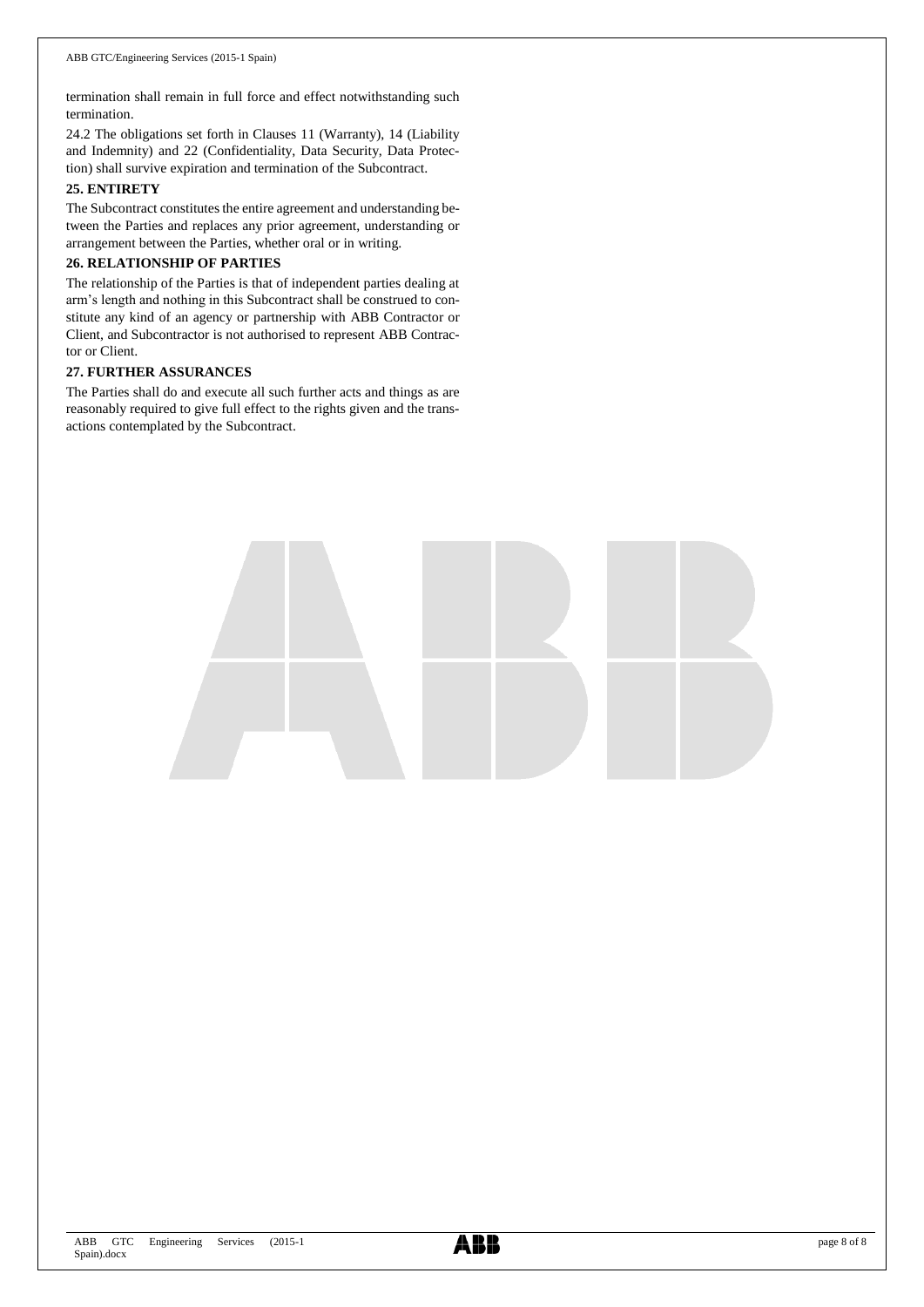termination shall remain in full force and effect notwithstanding such termination.

24.2 The obligations set forth in Clauses 11 (Warranty), 14 (Liability and Indemnity) and 22 (Confidentiality, Data Security, Data Protection) shall survive expiration and termination of the Subcontract.

**25. ENTIRETY**

The Subcontract constitutes the entire agreement and understanding between the Parties and replaces any prior agreement, understanding or arrangement between the Parties, whether oral or in writing.

**26. RELATIONSHIP OF PARTIES**

The relationship of the Parties is that of independent parties dealing at arm's length and nothing in this Subcontract shall be construed to constitute any kind of an agency or partnership with ABB Contractor or Client, and Subcontractor is not authorised to represent ABB Contractor or Client.

**27. FURTHER ASSURANCES**

The Parties shall do and execute all such further acts and things as are reasonably required to give full effect to the rights given and the transactions contemplated by the Subcontract.